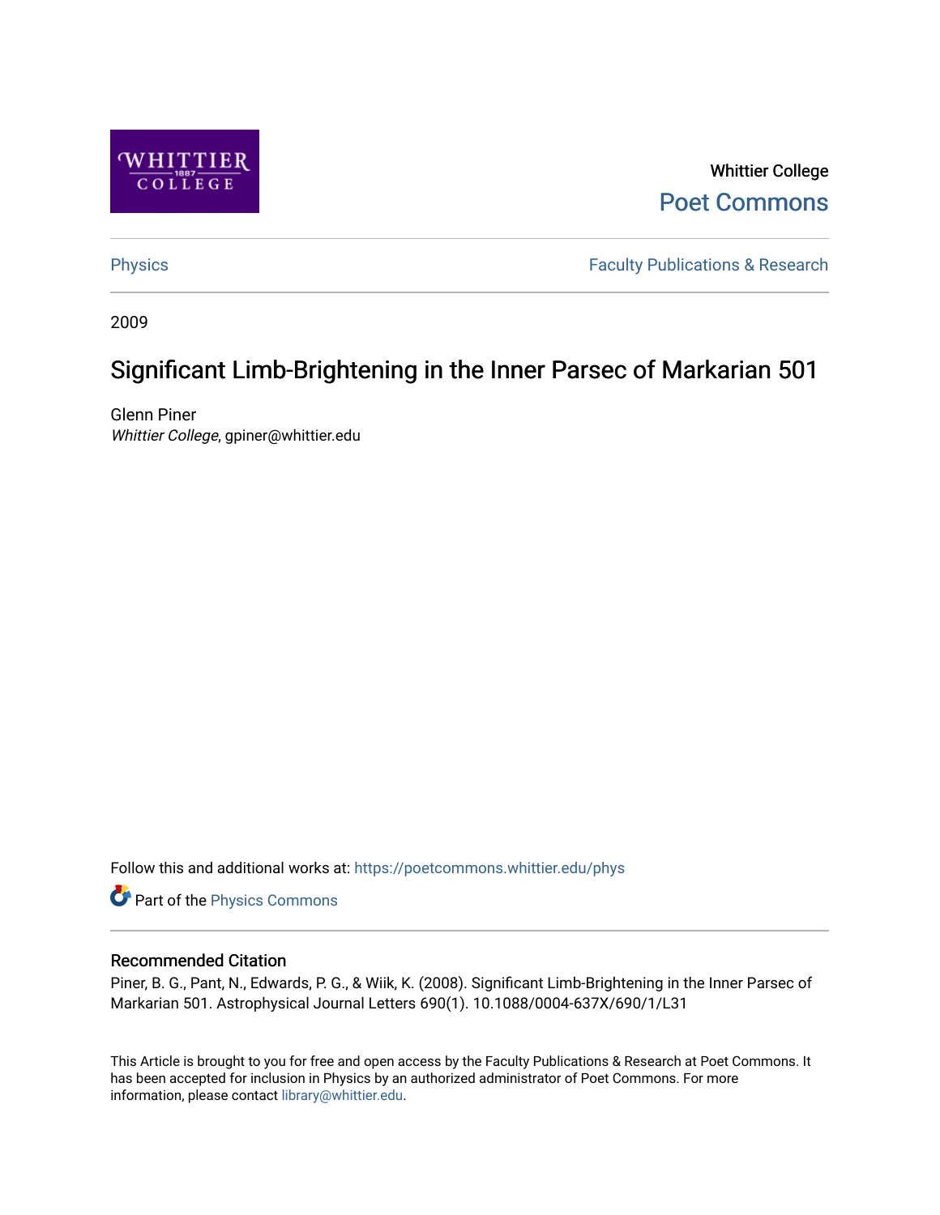Whittier College

Poet Commons

Physics

Faculty Publications & Research

2009

# Significant Limb-Brightening in the Inner Parsec of Markarian 501

Glenn Piner
*Whittier College*, gpiner@whittier.edu

Follow this and additional works at: https://poetcommons.whittier.edu/phys

Part of the Physics Commons

## Recommended Citation

Piner, B. G., Pant, N., Edwards, P. G., & Wiik, K. (2008). Significant Limb-Brightening in the Inner Parsec of Markarian 501. Astrophysical Journal Letters 690(1). 10.1088/0004-637X/690/1/L31

This Article is brought to you for free and open access by the Faculty Publications & Research at Poet Commons. It has been accepted for inclusion in Physics by an authorized administrator of Poet Commons. For more information, please contact library@whittier.edu.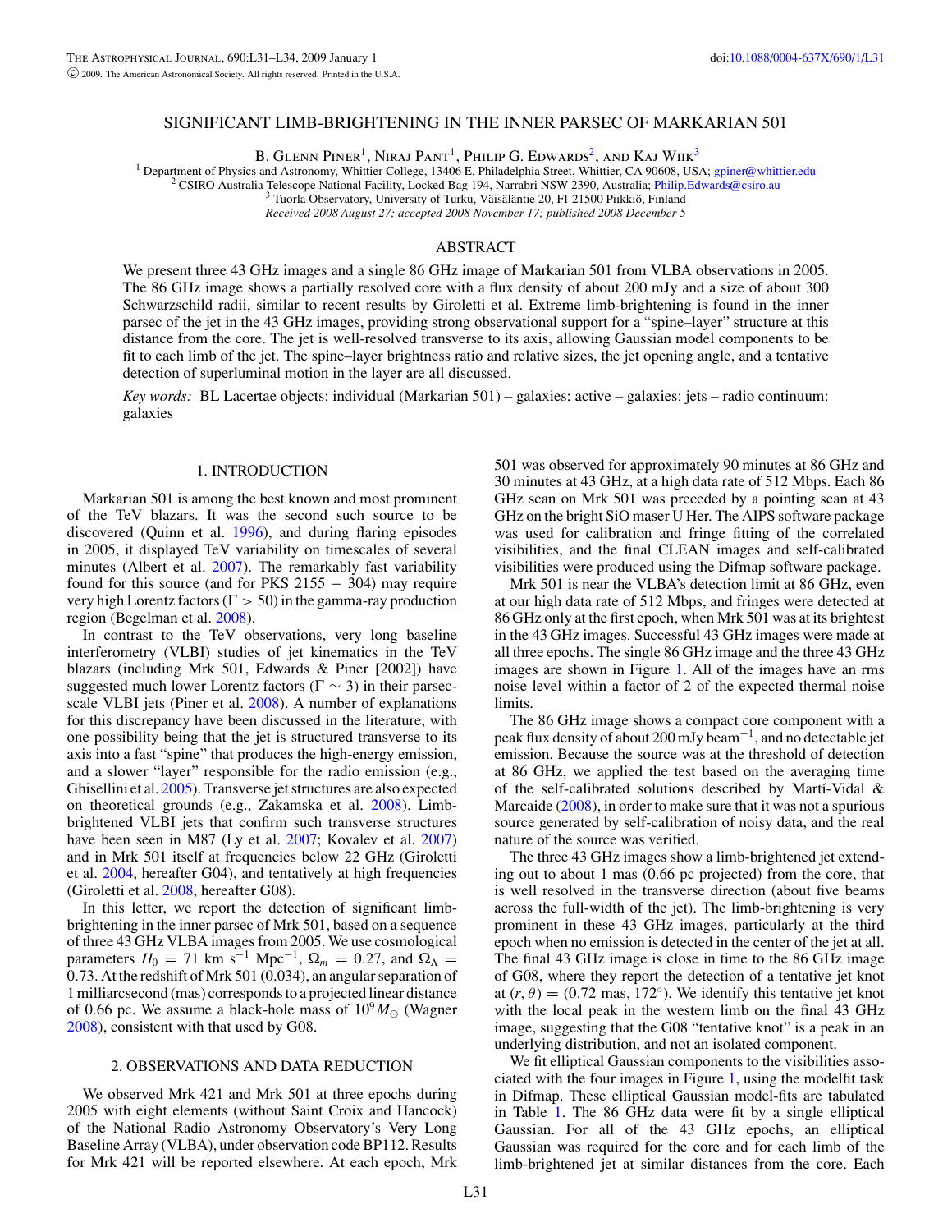# SIGNIFICANT LIMB-BRIGHTENING IN THE INNER PARSEC OF MARKARIAN 501

B. Glenn Piner[1], Niraj Pant[1], Philip G. Edwards[2], and Kaj Wiik[3]

[1] Department of Physics and Astronomy, Whittier College, 13406 E. Philadelphia Street, Whittier, CA 90608, USA; gpiner@whittier.edu

[2] CSIRO Australia Telescope National Facility, Locked Bag 194, Narrabri NSW 2390, Australia; Philip.Edwards@csiro.au

[3] Tuorla Observatory, University of Turku, Väisäläntie 20, FI-21500 Piikkiö, Finland

*Received 2008 August 27; accepted 2008 November 17; published 2008 December 5*

## ABSTRACT

We present three 43 GHz images and a single 86 GHz image of Markarian 501 from VLBA observations in 2005. The 86 GHz image shows a partially resolved core with a flux density of about 200 mJy and a size of about 300 Schwarzschild radii, similar to recent results by Giroletti et al. Extreme limb-brightening is found in the inner parsec of the jet in the 43 GHz images, providing strong observational support for a "spine–layer" structure at this distance from the core. The jet is well-resolved transverse to its axis, allowing Gaussian model components to be fit to each limb of the jet. The spine–layer brightness ratio and relative sizes, the jet opening angle, and a tentative detection of superluminal motion in the layer are all discussed.

*Key words:* BL Lacertae objects: individual (Markarian 501) – galaxies: active – galaxies: jets – radio continuum: galaxies

## 1. INTRODUCTION

Markarian 501 is among the best known and most prominent of the TeV blazars. It was the second such source to be discovered (Quinn et al. 1996), and during flaring episodes in 2005, it displayed TeV variability on timescales of several minutes (Albert et al. 2007). The remarkably fast variability found for this source (and for PKS 2155 − 304) may require very high Lorentz factors ($\Gamma > 50$) in the gamma-ray production region (Begelman et al. 2008).

In contrast to the TeV observations, very long baseline interferometry (VLBI) studies of jet kinematics in the TeV blazars (including Mrk 501, Edwards & Piner [2002]) have suggested much lower Lorentz factors ($\Gamma \sim 3$) in their parsec-scale VLBI jets (Piner et al. 2008). A number of explanations for this discrepancy have been discussed in the literature, with one possibility being that the jet is structured transverse to its axis into a fast "spine" that produces the high-energy emission, and a slower "layer" responsible for the radio emission (e.g., Ghisellini et al. 2005). Transverse jet structures are also expected on theoretical grounds (e.g., Zakamska et al. 2008). Limb-brightened VLBI jets that confirm such transverse structures have been seen in M87 (Ly et al. 2007; Kovalev et al. 2007) and in Mrk 501 itself at frequencies below 22 GHz (Giroletti et al. 2004, hereafter G04), and tentatively at high frequencies (Giroletti et al. 2008, hereafter G08).

In this letter, we report the detection of significant limb-brightening in the inner parsec of Mrk 501, based on a sequence of three 43 GHz VLBA images from 2005. We use cosmological parameters $H_0 = 71$ km s$^{-1}$ Mpc$^{-1}$, $\Omega_m = 0.27$, and $\Omega_\Lambda = 0.73$. At the redshift of Mrk 501 (0.034), an angular separation of 1 milliarcsecond (mas) corresponds to a projected linear distance of 0.66 pc. We assume a black-hole mass of $10^9 M_\odot$ (Wagner 2008), consistent with that used by G08.

## 2. OBSERVATIONS AND DATA REDUCTION

We observed Mrk 421 and Mrk 501 at three epochs during 2005 with eight elements (without Saint Croix and Hancock) of the National Radio Astronomy Observatory's Very Long Baseline Array (VLBA), under observation code BP112. Results for Mrk 421 will be reported elsewhere. At each epoch, Mrk 501 was observed for approximately 90 minutes at 86 GHz and 30 minutes at 43 GHz, at a high data rate of 512 Mbps. Each 86 GHz scan on Mrk 501 was preceded by a pointing scan at 43 GHz on the bright SiO maser U Her. The AIPS software package was used for calibration and fringe fitting of the correlated visibilities, and the final CLEAN images and self-calibrated visibilities were produced using the Difmap software package.

Mrk 501 is near the VLBA's detection limit at 86 GHz, even at our high data rate of 512 Mbps, and fringes were detected at 86 GHz only at the first epoch, when Mrk 501 was at its brightest in the 43 GHz images. Successful 43 GHz images were made at all three epochs. The single 86 GHz image and the three 43 GHz images are shown in Figure 1. All of the images have an rms noise level within a factor of 2 of the expected thermal noise limits.

The 86 GHz image shows a compact core component with a peak flux density of about 200 mJy beam$^{-1}$, and no detectable jet emission. Because the source was at the threshold of detection at 86 GHz, we applied the test based on the averaging time of the self-calibrated solutions described by Martí-Vidal & Marcaide (2008), in order to make sure that it was not a spurious source generated by self-calibration of noisy data, and the real nature of the source was verified.

The three 43 GHz images show a limb-brightened jet extending out to about 1 mas (0.66 pc projected) from the core, that is well resolved in the transverse direction (about five beams across the full-width of the jet). The limb-brightening is very prominent in these 43 GHz images, particularly at the third epoch when no emission is detected in the center of the jet at all. The final 43 GHz image is close in time to the 86 GHz image of G08, where they report the detection of a tentative jet knot at $(r, \theta) = (0.72$ mas, $172^\circ)$. We identify this tentative jet knot with the local peak in the western limb on the final 43 GHz image, suggesting that the G08 "tentative knot" is a peak in an underlying distribution, and not an isolated component.

We fit elliptical Gaussian components to the visibilities associated with the four images in Figure 1, using the modelfit task in Difmap. These elliptical Gaussian model-fits are tabulated in Table 1. The 86 GHz data were fit by a single elliptical Gaussian. For all of the 43 GHz epochs, an elliptical Gaussian was required for the core and for each limb of the limb-brightened jet at similar distances from the core. Each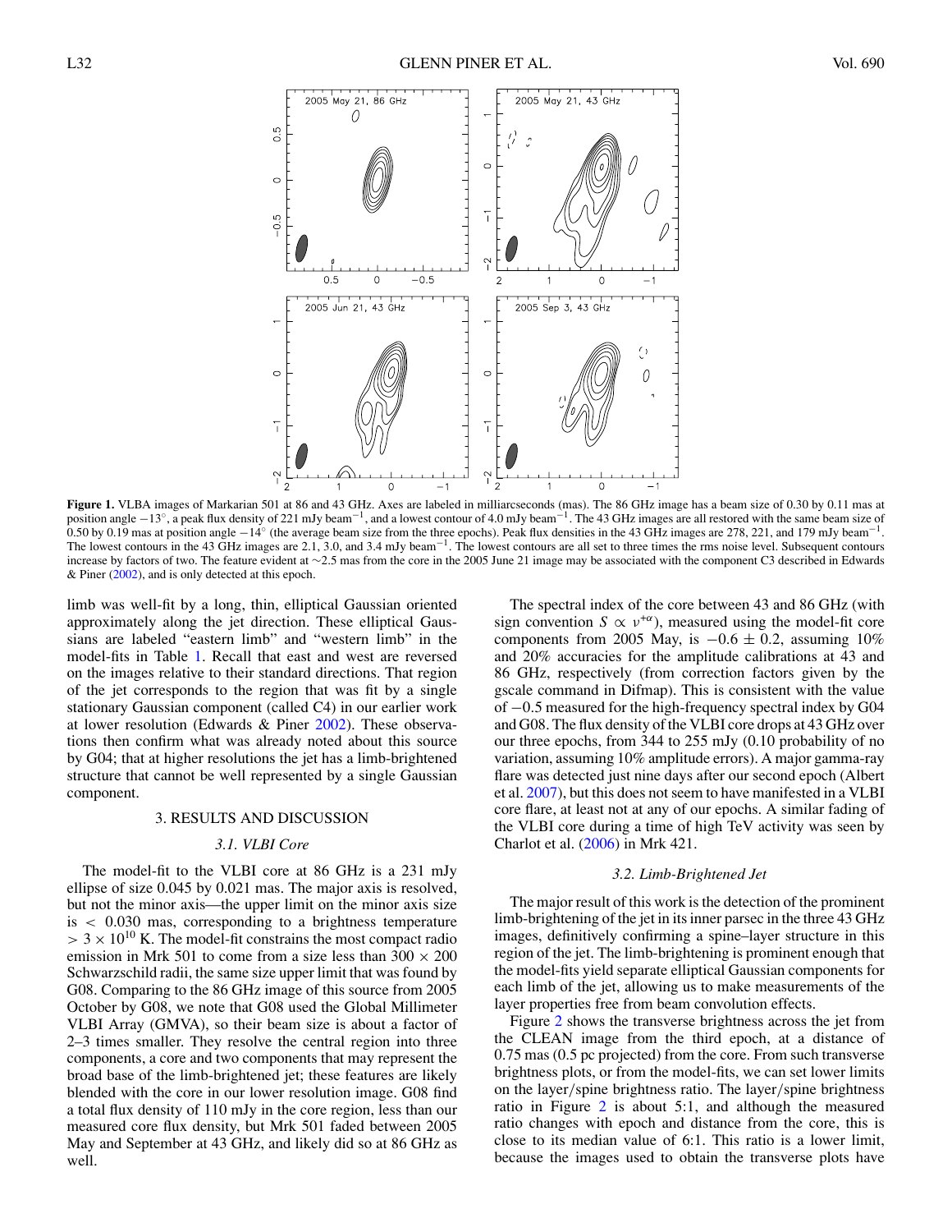**Figure 1.** VLBA images of Markarian 501 at 86 and 43 GHz. Axes are labeled in milliarcseconds (mas). The 86 GHz image has a beam size of 0.30 by 0.11 mas at position angle $-13^{\circ}$, a peak flux density of 221 mJy beam$^{-1}$, and a lowest contour of 4.0 mJy beam$^{-1}$. The 43 GHz images are all restored with the same beam size of 0.50 by 0.19 mas at position angle $-14^{\circ}$ (the average beam size from the three epochs). Peak flux densities in the 43 GHz images are 278, 221, and 179 mJy beam$^{-1}$. The lowest contours in the 43 GHz images are 2.1, 3.0, and 3.4 mJy beam$^{-1}$. The lowest contours are all set to three times the rms noise level. Subsequent contours increase by factors of two. The feature evident at ~2.5 mas from the core in the 2005 June 21 image may be associated with the component C3 described in Edwards & Piner (2002), and is only detected at this epoch.

limb was well-fit by a long, thin, elliptical Gaussian oriented approximately along the jet direction. These elliptical Gaussians are labeled "eastern limb" and "western limb" in the model-fits in Table 1. Recall that east and west are reversed on the images relative to their standard directions. That region of the jet corresponds to the region that was fit by a single stationary Gaussian component (called C4) in our earlier work at lower resolution (Edwards & Piner 2002). These observations then confirm what was already noted about this source by G04; that at higher resolutions the jet has a limb-brightened structure that cannot be well represented by a single Gaussian component.

## 3. RESULTS AND DISCUSSION

### 3.1. VLBI Core

The model-fit to the VLBI core at 86 GHz is a 231 mJy ellipse of size 0.045 by 0.021 mas. The major axis is resolved, but not the minor axis—the upper limit on the minor axis size is $< 0.030$ mas, corresponding to a brightness temperature $> 3 \times 10^{10}$ K. The model-fit constrains the most compact radio emission in Mrk 501 to come from a size less than $300 \times 200$ Schwarzschild radii, the same size upper limit that was found by G08. Comparing to the 86 GHz image of this source from 2005 October by G08, we note that G08 used the Global Millimeter VLBI Array (GMVA), so their beam size is about a factor of 2–3 times smaller. They resolve the central region into three components, a core and two components that may represent the broad base of the limb-brightened jet; these features are likely blended with the core in our lower resolution image. G08 find a total flux density of 110 mJy in the core region, less than our measured core flux density, but Mrk 501 faded between 2005 May and September at 43 GHz, and likely did so at 86 GHz as well.

The spectral index of the core between 43 and 86 GHz (with sign convention $S \propto \nu^{+\alpha}$), measured using the model-fit core components from 2005 May, is $-0.6 \pm 0.2$, assuming 10% and 20% accuracies for the amplitude calibrations at 43 and 86 GHz, respectively (from correction factors given by the gscale command in Difmap). This is consistent with the value of $-0.5$ measured for the high-frequency spectral index by G04 and G08. The flux density of the VLBI core drops at 43 GHz over our three epochs, from 344 to 255 mJy (0.10 probability of no variation, assuming 10% amplitude errors). A major gamma-ray flare was detected just nine days after our second epoch (Albert et al. 2007), but this does not seem to have manifested in a VLBI core flare, at least not at any of our epochs. A similar fading of the VLBI core during a time of high TeV activity was seen by Charlot et al. (2006) in Mrk 421.

### 3.2. Limb-Brightened Jet

The major result of this work is the detection of the prominent limb-brightening of the jet in its inner parsec in the three 43 GHz images, definitively confirming a spine–layer structure in this region of the jet. The limb-brightening is prominent enough that the model-fits yield separate elliptical Gaussian components for each limb of the jet, allowing us to make measurements of the layer properties free from beam convolution effects.

Figure 2 shows the transverse brightness across the jet from the CLEAN image from the third epoch, at a distance of 0.75 mas (0.5 pc projected) from the core. From such transverse brightness plots, or from the model-fits, we can set lower limits on the layer/spine brightness ratio. The layer/spine brightness ratio in Figure 2 is about 5:1, and although the measured ratio changes with epoch and distance from the core, this is close to its median value of 6:1. This ratio is a lower limit, because the images used to obtain the transverse plots have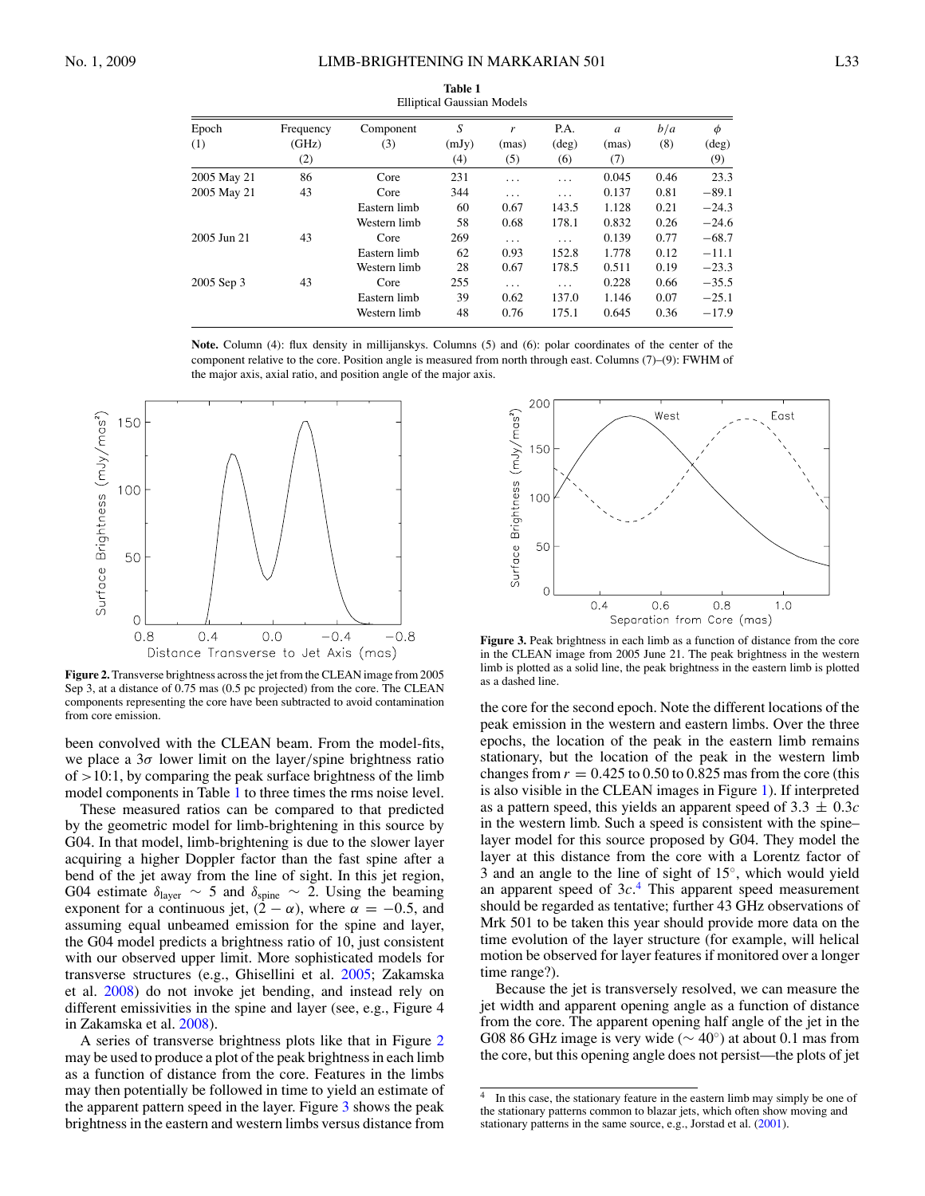**Table 1**
Elliptical Gaussian Models

| Epoch (1) | Frequency (GHz) (2) | Component (3) | $S$ (mJy) (4) | $r$ (mas) (5) | P.A. (deg) (6) | $a$ (mas) (7) | $b/a$ (8) | $\phi$ (deg) (9) |
|---|---|---|---|---|---|---|---|---|
| 2005 May 21 | 86 | Core | 231 | ... | ... | 0.045 | 0.46 | 23.3 |
| 2005 May 21 | 43 | Core | 344 | ... | ... | 0.137 | 0.81 | −89.1 |
| | | Eastern limb | 60 | 0.67 | 143.5 | 1.128 | 0.21 | −24.3 |
| | | Western limb | 58 | 0.68 | 178.1 | 0.832 | 0.26 | −24.6 |
| 2005 Jun 21 | 43 | Core | 269 | ... | ... | 0.139 | 0.77 | −68.7 |
| | | Eastern limb | 62 | 0.93 | 152.8 | 1.778 | 0.12 | −11.1 |
| | | Western limb | 28 | 0.67 | 178.5 | 0.511 | 0.19 | −23.3 |
| 2005 Sep 3 | 43 | Core | 255 | ... | ... | 0.228 | 0.66 | −35.5 |
| | | Eastern limb | 39 | 0.62 | 137.0 | 1.146 | 0.07 | −25.1 |
| | | Western limb | 48 | 0.76 | 175.1 | 0.645 | 0.36 | −17.9 |

**Note.** Column (4): flux density in millijanskys. Columns (5) and (6): polar coordinates of the center of the component relative to the core. Position angle is measured from north through east. Columns (7)–(9): FWHM of the major axis, axial ratio, and position angle of the major axis.

**Figure 2.** Transverse brightness across the jet from the CLEAN image from 2005 Sep 3, at a distance of 0.75 mas (0.5 pc projected) from the core. The CLEAN components representing the core have been subtracted to avoid contamination from core emission.

**Figure 3.** Peak brightness in each limb as a function of distance from the core in the CLEAN image from 2005 June 21. The peak brightness in the western limb is plotted as a solid line, the peak brightness in the eastern limb is plotted as a dashed line.

been convolved with the CLEAN beam. From the model-fits, we place a $3\sigma$ lower limit on the layer/spine brightness ratio of $>10{:}1$, by comparing the peak surface brightness of the limb model components in Table 1 to three times the rms noise level.

These measured ratios can be compared to that predicted by the geometric model for limb-brightening in this source by G04. In that model, limb-brightening is due to the slower layer acquiring a higher Doppler factor than the fast spine after a bend of the jet away from the line of sight. In this jet region, G04 estimate $\delta_{\rm layer} \sim 5$ and $\delta_{\rm spine} \sim 2$. Using the beaming exponent for a continuous jet, $(2 - \alpha)$, where $\alpha = -0.5$, and assuming equal unbeamed emission for the spine and layer, the G04 model predicts a brightness ratio of 10, just consistent with our observed upper limit. More sophisticated models for transverse structures (e.g., Ghisellini et al. 2005; Zakamska et al. 2008) do not invoke jet bending, and instead rely on different emissivities in the spine and layer (see, e.g., Figure 4 in Zakamska et al. 2008).

A series of transverse brightness plots like that in Figure 2 may be used to produce a plot of the peak brightness in each limb as a function of distance from the core. Features in the limbs may then potentially be followed in time to yield an estimate of the apparent pattern speed in the layer. Figure 3 shows the peak brightness in the eastern and western limbs versus distance from the core for the second epoch. Note the different locations of the peak emission in the western and eastern limbs. Over the three epochs, the location of the peak in the eastern limb remains stationary, but the location of the peak in the western limb changes from $r = 0.425$ to 0.50 to 0.825 mas from the core (this is also visible in the CLEAN images in Figure 1). If interpreted as a pattern speed, this yields an apparent speed of $3.3 \pm 0.3c$ in the western limb. Such a speed is consistent with the spine–layer model for this source proposed by G04. They model the layer at this distance from the core with a Lorentz factor of 3 and an angle to the line of sight of 15°, which would yield an apparent speed of $3c$.[4] This apparent speed measurement should be regarded as tentative; further 43 GHz observations of Mrk 501 to be taken this year should provide more data on the time evolution of the layer structure (for example, will helical motion be observed for layer features if monitored over a longer time range?).

Because the jet is transversely resolved, we can measure the jet width and apparent opening angle as a function of distance from the core. The apparent opening half angle of the jet in the G08 86 GHz image is very wide ($\sim 40°$) at about 0.1 mas from the core, but this opening angle does not persist—the plots of jet

[4] In this case, the stationary feature in the eastern limb may simply be one of the stationary patterns common to blazar jets, which often show moving and stationary patterns in the same source, e.g., Jorstad et al. (2001).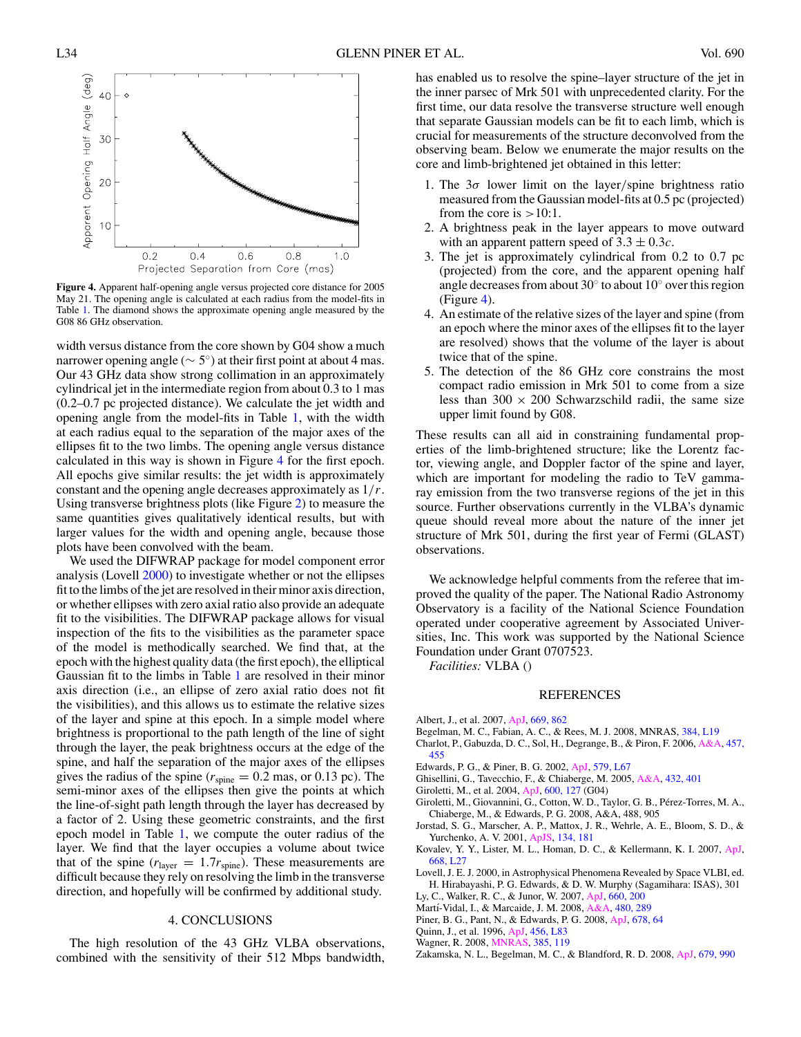Apparent Opening Half Angle (deg)

40

30

20

10

0.2 0.4 0.6 0.8 1.0

Projected Separation from Core (mas)

**Figure 4.** Apparent half-opening angle versus projected core distance for 2005 May 21. The opening angle is calculated at each radius from the model-fits in Table 1. The diamond shows the approximate opening angle measured by the G08 86 GHz observation.

width versus distance from the core shown by G04 show a much narrower opening angle ($\sim 5°$) at their first point at about 4 mas. Our 43 GHz data show strong collimation in an approximately cylindrical jet in the intermediate region from about 0.3 to 1 mas (0.2–0.7 pc projected distance). We calculate the jet width and opening angle from the model-fits in Table 1, with the width at each radius equal to the separation of the major axes of the ellipses fit to the two limbs. The opening angle versus distance calculated in this way is shown in Figure 4 for the first epoch. All epochs give similar results: the jet width is approximately constant and the opening angle decreases approximately as $1/r$. Using transverse brightness plots (like Figure 2) to measure the same quantities gives qualitatively identical results, but with larger values for the width and opening angle, because those plots have been convolved with the beam.

We used the DIFWRAP package for model component error analysis (Lovell 2000) to investigate whether or not the ellipses fit to the limbs of the jet are resolved in their minor axis direction, or whether ellipses with zero axial ratio also provide an adequate fit to the visibilities. The DIFWRAP package allows for visual inspection of the fits to the visibilities as the parameter space of the model is methodically searched. We find that, at the epoch with the highest quality data (the first epoch), the elliptical Gaussian fit to the limbs in Table 1 are resolved in their minor axis direction (i.e., an ellipse of zero axial ratio does not fit the visibilities), and this allows us to estimate the relative sizes of the layer and spine at this epoch. In a simple model where brightness is proportional to the path length of the line of sight through the layer, the peak brightness occurs at the edge of the spine, and half the separation of the major axes of the ellipses gives the radius of the spine ($r_{\rm spine} = 0.2$ mas, or 0.13 pc). The semi-minor axes of the ellipses then give the points at which the line-of-sight path length through the layer has decreased by a factor of 2. Using these geometric constraints, and the first epoch model in Table 1, we compute the outer radius of the layer. We find that the layer occupies a volume about twice that of the spine ($r_{\rm layer} = 1.7 r_{\rm spine}$). These measurements are difficult because they rely on resolving the limb in the transverse direction, and hopefully will be confirmed by additional study.

## 4. CONCLUSIONS

The high resolution of the 43 GHz VLBA observations, combined with the sensitivity of their 512 Mbps bandwidth, has enabled us to resolve the spine–layer structure of the jet in the inner parsec of Mrk 501 with unprecedented clarity. For the first time, our data resolve the transverse structure well enough that separate Gaussian models can be fit to each limb, which is crucial for measurements of the structure deconvolved from the observing beam. Below we enumerate the major results on the core and limb-brightened jet obtained in this letter:

1. The $3\sigma$ lower limit on the layer/spine brightness ratio measured from the Gaussian model-fits at 0.5 pc (projected) from the core is >10:1.
2. A brightness peak in the layer appears to move outward with an apparent pattern speed of $3.3 \pm 0.3c$.
3. The jet is approximately cylindrical from 0.2 to 0.7 pc (projected) from the core, and the apparent opening half angle decreases from about 30° to about 10° over this region (Figure 4).
4. An estimate of the relative sizes of the layer and spine (from an epoch where the minor axes of the ellipses fit to the layer are resolved) shows that the volume of the layer is about twice that of the spine.
5. The detection of the 86 GHz core constrains the most compact radio emission in Mrk 501 to come from a size less than 300 × 200 Schwarzschild radii, the same size upper limit found by G08.

These results can all aid in constraining fundamental properties of the limb-brightened structure; like the Lorentz factor, viewing angle, and Doppler factor of the spine and layer, which are important for modeling the radio to TeV gamma-ray emission from the two transverse regions of the jet in this source. Further observations currently in the VLBA's dynamic queue should reveal more about the nature of the inner jet structure of Mrk 501, during the first year of Fermi (GLAST) observations.

We acknowledge helpful comments from the referee that improved the quality of the paper. The National Radio Astronomy Observatory is a facility of the National Science Foundation operated under cooperative agreement by Associated Universities, Inc. This work was supported by the National Science Foundation under Grant 0707523.

*Facilities:* VLBA ()

## REFERENCES

Albert, J., et al. 2007, ApJ, 669, 862
Begelman, M. C., Fabian, A. C., & Rees, M. J. 2008, MNRAS, 384, L19
Charlot, P., Gabuzda, D. C., Sol, H., Degrange, B., & Piron, F. 2006, A&A, 457, 455
Edwards, P. G., & Piner, B. G. 2002, ApJ, 579, L67
Ghisellini, G., Tavecchio, F., & Chiaberge, M. 2005, A&A, 432, 401
Giroletti, M., et al. 2004, ApJ, 600, 127 (G04)
Giroletti, M., Giovannini, G., Cotton, W. D., Taylor, G. B., Pérez-Torres, M. A., Chiaberge, M., & Edwards, P. G. 2008, A&A, 488, 905
Jorstad, S. G., Marscher, A. P., Mattox, J. R., Wehrle, A. E., Bloom, S. D., & Yurchenko, A. V. 2001, ApJS, 134, 181
Kovalev, Y. Y., Lister, M. L., Homan, D. C., & Kellermann, K. I. 2007, ApJ, 668, L27
Lovell, J. E. J. 2000, in Astrophysical Phenomena Revealed by Space VLBI, ed. H. Hirabayashi, P. G. Edwards, & D. W. Murphy (Sagamihara: ISAS), 301
Ly, C., Walker, R. C., & Junor, W. 2007, ApJ, 660, 200
Martí-Vidal, I., & Marcaide, J. M. 2008, A&A, 480, 289
Piner, B. G., Pant, N., & Edwards, P. G. 2008, ApJ, 678, 64
Quinn, J., et al. 1996, ApJ, 456, L83
Wagner, R. 2008, MNRAS, 385, 119
Zakamska, N. L., Begelman, M. C., & Blandford, R. D. 2008, ApJ, 679, 990